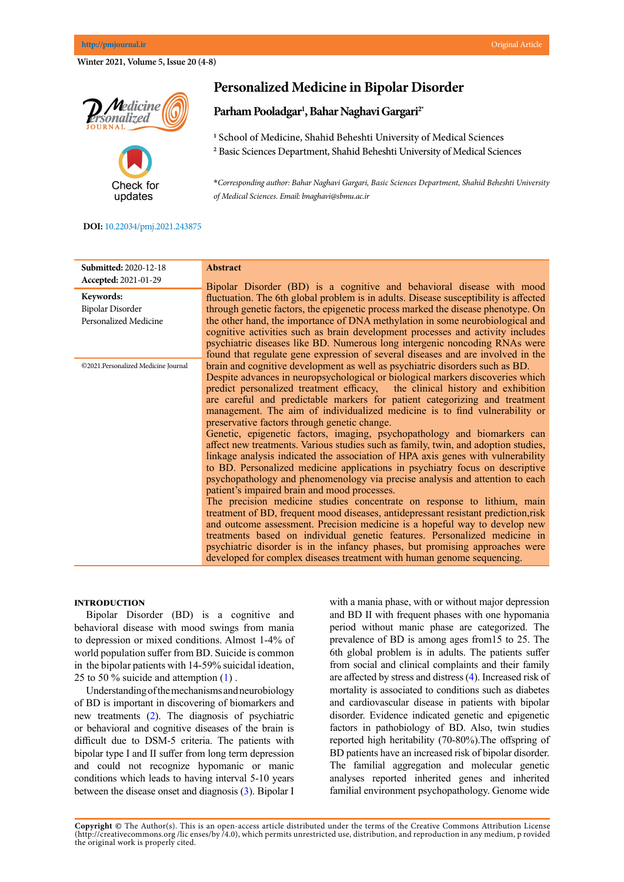# Personalized Medicine in Bipolar Disorder

**Parham Pooladgar[1], Bahar Naghavi Gargari[2*]**

[1] School of Medicine, Shahid Beheshti University of Medical Sciences
[2] Basic Sciences Department, Shahid Beheshti University of Medical Sciences

*\*Corresponding author: Bahar Naghavi Gargari, Basic Sciences Department, Shahid Beheshti University of Medical Sciences. Email: bnaghavi@sbmu.ac.ir*

**DOI:** 10.22034/pmj.2021.243875

**Submitted:** 2020-12-18
**Accepted:** 2021-01-29

**Keywords:**
Bipolar Disorder
Personalized Medicine

©2021.Personalized Medicine Journal

**Abstract**

Bipolar Disorder (BD) is a cognitive and behavioral disease with mood fluctuation. The 6th global problem is in adults. Disease susceptibility is affected through genetic factors, the epigenetic process marked the disease phenotype. On the other hand, the importance of DNA methylation in some neurobiological and cognitive activities such as brain development processes and activity includes psychiatric diseases like BD. Numerous long intergenic noncoding RNAs were found that regulate gene expression of several diseases and are involved in the brain and cognitive development as well as psychiatric disorders such as BD.
Despite advances in neuropsychological or biological markers discoveries which predict personalized treatment efficacy, the clinical history and exhibition are careful and predictable markers for patient categorizing and treatment management. The aim of individualized medicine is to find vulnerability or preservative factors through genetic change.
Genetic, epigenetic factors, imaging, psychopathology and biomarkers can affect new treatments. Various studies such as family, twin, and adoption studies, linkage analysis indicated the association of HPA axis genes with vulnerability to BD. Personalized medicine applications in psychiatry focus on descriptive psychopathology and phenomenology via precise analysis and attention to each patient's impaired brain and mood processes.
The precision medicine studies concentrate on response to lithium, main treatment of BD, frequent mood diseases, antidepressant resistant prediction,risk and outcome assessment. Precision medicine is a hopeful way to develop new treatments based on individual genetic features. Personalized medicine in psychiatric disorder is in the infancy phases, but promising approaches were developed for complex diseases treatment with human genome sequencing.

## INTRODUCTION

Bipolar Disorder (BD) is a cognitive and behavioral disease with mood swings from mania to depression or mixed conditions. Almost 1-4% of world population suffer from BD. Suicide is common in the bipolar patients with 14-59% suicidal ideation, 25 to 50 % suicide and attemption (1) .

Understanding of the mechanisms and neurobiology of BD is important in discovering of biomarkers and new treatments (2). The diagnosis of psychiatric or behavioral and cognitive diseases of the brain is difficult due to DSM-5 criteria. The patients with bipolar type I and II suffer from long term depression and could not recognize hypomanic or manic conditions which leads to having interval 5-10 years between the disease onset and diagnosis (3). Bipolar I with a mania phase, with or without major depression and BD II with frequent phases with one hypomania period without manic phase are categorized. The prevalence of BD is among ages from15 to 25. The 6th global problem is in adults. The patients suffer from social and clinical complaints and their family are affected by stress and distress (4). Increased risk of mortality is associated to conditions such as diabetes and cardiovascular disease in patients with bipolar disorder. Evidence indicated genetic and epigenetic factors in pathobiology of BD. Also, twin studies reported high heritability (70-80%).The offspring of BD patients have an increased risk of bipolar disorder. The familial aggregation and molecular genetic analyses reported inherited genes and inherited familial environment psychopathology. Genome wide

**Copyright ©** The Author(s). This is an open-access article distributed under the terms of the Creative Commons Attribution License (http://creativecommons.org /lic enses/by /4.0), which permits unrestricted use, distribution, and reproduction in any medium, p rovided the original work is properly cited.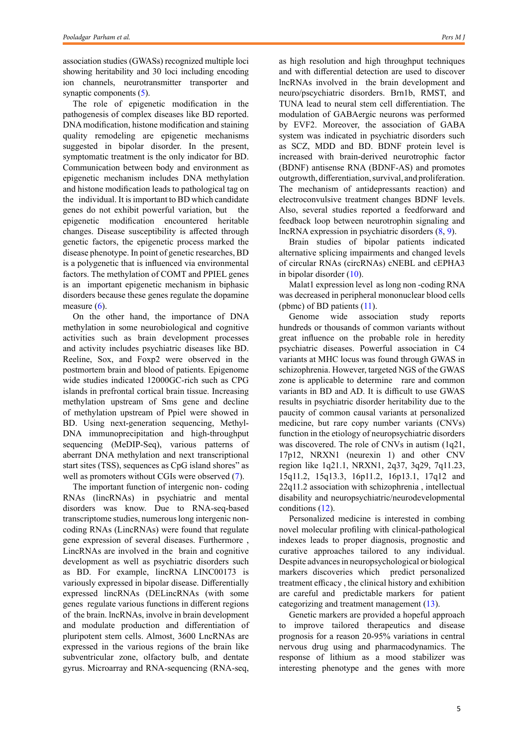association studies (GWASs) recognized multiple loci showing heritability and 30 loci including encoding ion channels, neurotransmitter transporter and synaptic components (5).

The role of epigenetic modification in the pathogenesis of complex diseases like BD reported. DNA modification, histone modification and staining quality remodeling are epigenetic mechanisms suggested in bipolar disorder. In the present, symptomatic treatment is the only indicator for BD. Communication between body and environment as epigenetic mechanism includes DNA methylation and histone modification leads to pathological tag on the individual. It is important to BD which candidate genes do not exhibit powerful variation, but the epigenetic modification encountered heritable changes. Disease susceptibility is affected through genetic factors, the epigenetic process marked the disease phenotype. In point of genetic researches, BD is a polygenetic that is influenced via environmental factors. The methylation of COMT and PPIEL genes is an important epigenetic mechanism in biphasic disorders because these genes regulate the dopamine measure (6).

On the other hand, the importance of DNA methylation in some neurobiological and cognitive activities such as brain development processes and activity includes psychiatric diseases like BD. Reeline, Sox, and Foxp2 were observed in the postmortem brain and blood of patients. Epigenome wide studies indicated 12000GC-rich such as CPG islands in prefrontal cortical brain tissue. Increasing methylation upstream of Sms gene and decline of methylation upstream of Ppiel were showed in BD. Using next-generation sequencing, Methyl-DNA immunoprecipitation and high-throughput sequencing (MeDIP-Seq), various patterns of aberrant DNA methylation and next transcriptional start sites (TSS), sequences as CpG island shores" as well as promoters without CGIs were observed (7).

The important function of intergenic non- coding RNAs (lincRNAs) in psychiatric and mental disorders was know. Due to RNA-seq-based transcriptome studies, numerous long intergenic non-coding RNAs (LincRNAs) were found that regulate gene expression of several diseases. Furthermore , LincRNAs are involved in the brain and cognitive development as well as psychiatric disorders such as BD. For example, lincRNA LINC00173 is variously expressed in bipolar disease. Differentially expressed lincRNAs (DELincRNAs (with some genes regulate various functions in different regions of the brain. lncRNAs, involve in brain development and modulate production and differentiation of pluripotent stem cells. Almost, 3600 LncRNAs are expressed in the various regions of the brain like subventricular zone, olfactory bulb, and dentate gyrus. Microarray and RNA-sequencing (RNA-seq, as high resolution and high throughput techniques and with differential detection are used to discover lncRNAs involved in the brain development and neuro/pscychiatric disorders. Brn1b, RMST, and TUNA lead to neural stem cell differentiation. The modulation of GABAergic neurons was performed by EVF2. Moreover, the association of GABA system was indicated in psychiatric disorders such as SCZ, MDD and BD. BDNF protein level is increased with brain-derived neurotrophic factor (BDNF) antisense RNA (BDNF-AS) and promotes outgrowth, differentiation, survival, and proliferation. The mechanism of antidepressants reaction) and electroconvulsive treatment changes BDNF levels. Also, several studies reported a feedforward and feedback loop between neurotrophin signaling and lncRNA expression in psychiatric disorders (8, 9).

Brain studies of bipolar patients indicated alternative splicing impairments and changed levels of circular RNAs (circRNAs) cNEBL and cEPHA3 in bipolar disorder (10).

Malat1 expression level as long non -coding RNA was decreased in peripheral mononuclear blood cells (pbmc) of BD patients (11).

Genome wide association study reports hundreds or thousands of common variants without great influence on the probable role in heredity psychiatric diseases. Powerful association in C4 variants at MHC locus was found through GWAS in schizophrenia. However, targeted NGS of the GWAS zone is applicable to determine rare and common variants in BD and AD. It is difficult to use GWAS results in psychiatric disorder heritability due to the paucity of common causal variants at personalized medicine, but rare copy number variants (CNVs) function in the etiology of neuropsychiatric disorders was discovered. The role of CNVs in autism (1q21, 17p12, NRXN1 (neurexin 1) and other CNV region like 1q21.1, NRXN1, 2q37, 3q29, 7q11.23, 15q11.2, 15q13.3, 16p11.2, 16p13.1, 17q12 and 22q11.2 association with schizophrenia , intellectual disability and neuropsychiatric/neurodevelopmental conditions (12).

Personalized medicine is interested in combing novel molecular profiling with clinical-pathological indexes leads to proper diagnosis, prognostic and curative approaches tailored to any individual. Despite advances in neuropsychological or biological markers discoveries which predict personalized treatment efficacy , the clinical history and exhibition are careful and predictable markers for patient categorizing and treatment management (13).

Genetic markers are provided a hopeful approach to improve tailored therapeutics and disease prognosis for a reason 20-95% variations in central nervous drug using and pharmacodynamics. The response of lithium as a mood stabilizer was interesting phenotype and the genes with more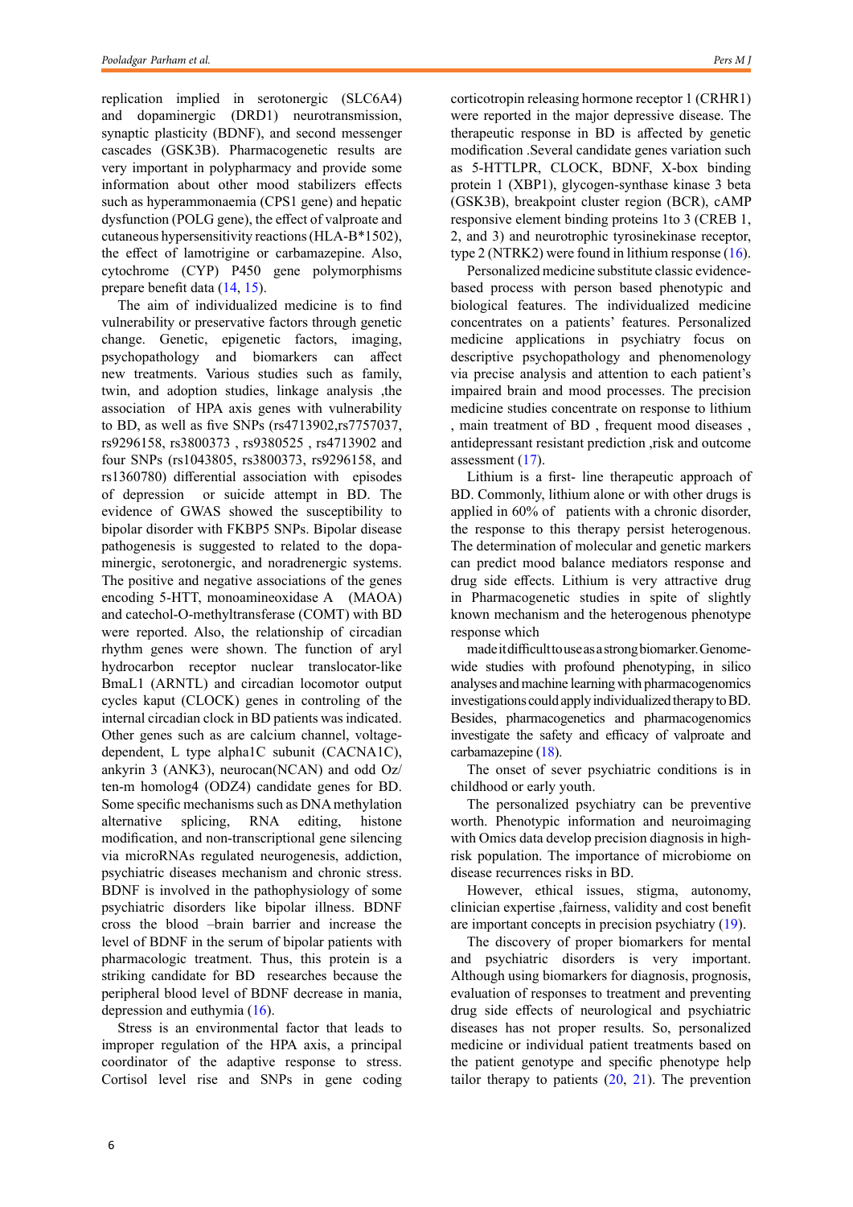replication implied in serotonergic (SLC6A4) and dopaminergic (DRD1) neurotransmission, synaptic plasticity (BDNF), and second messenger cascades (GSK3B). Pharmacogenetic results are very important in polypharmacy and provide some information about other mood stabilizers effects such as hyperammonaemia (CPS1 gene) and hepatic dysfunction (POLG gene), the effect of valproate and cutaneous hypersensitivity reactions (HLA-B*1502), the effect of lamotrigine or carbamazepine. Also, cytochrome (CYP) P450 gene polymorphisms prepare benefit data (14, 15).

The aim of individualized medicine is to find vulnerability or preservative factors through genetic change. Genetic, epigenetic factors, imaging, psychopathology and biomarkers can affect new treatments. Various studies such as family, twin, and adoption studies, linkage analysis ,the association of HPA axis genes with vulnerability to BD, as well as five SNPs (rs4713902,rs7757037, rs9296158, rs3800373 , rs9380525 , rs4713902 and four SNPs (rs1043805, rs3800373, rs9296158, and rs1360780) differential association with episodes of depression or suicide attempt in BD. The evidence of GWAS showed the susceptibility to bipolar disorder with FKBP5 SNPs. Bipolar disease pathogenesis is suggested to related to the dopaminergic, serotonergic, and noradrenergic systems. The positive and negative associations of the genes encoding 5-HTT, monoamineoxidase A (MAOA) and catechol-O-methyltransferase (COMT) with BD were reported. Also, the relationship of circadian rhythm genes were shown. The function of aryl hydrocarbon receptor nuclear translocator-like BmaL1 (ARNTL) and circadian locomotor output cycles kaput (CLOCK) genes in controling of the internal circadian clock in BD patients was indicated. Other genes such as are calcium channel, voltage-dependent, L type alpha1C subunit (CACNA1C), ankyrin 3 (ANK3), neurocan(NCAN) and odd Oz/ten-m homolog4 (ODZ4) candidate genes for BD. Some specific mechanisms such as DNA methylation alternative splicing, RNA editing, histone modification, and non-transcriptional gene silencing via microRNAs regulated neurogenesis, addiction, psychiatric diseases mechanism and chronic stress. BDNF is involved in the pathophysiology of some psychiatric disorders like bipolar illness. BDNF cross the blood –brain barrier and increase the level of BDNF in the serum of bipolar patients with pharmacologic treatment. Thus, this protein is a striking candidate for BD researches because the peripheral blood level of BDNF decrease in mania, depression and euthymia (16).

Stress is an environmental factor that leads to improper regulation of the HPA axis, a principal coordinator of the adaptive response to stress. Cortisol level rise and SNPs in gene coding corticotropin releasing hormone receptor 1 (CRHR1) were reported in the major depressive disease. The therapeutic response in BD is affected by genetic modification .Several candidate genes variation such as 5-HTTLPR, CLOCK, BDNF, X-box binding protein 1 (XBP1), glycogen-synthase kinase 3 beta (GSK3B), breakpoint cluster region (BCR), cAMP responsive element binding proteins 1to 3 (CREB 1, 2, and 3) and neurotrophic tyrosinekinase receptor, type 2 (NTRK2) were found in lithium response (16).

Personalized medicine substitute classic evidence-based process with person based phenotypic and biological features. The individualized medicine concentrates on a patients' features. Personalized medicine applications in psychiatry focus on descriptive psychopathology and phenomenology via precise analysis and attention to each patient's impaired brain and mood processes. The precision medicine studies concentrate on response to lithium , main treatment of BD , frequent mood diseases , antidepressant resistant prediction ,risk and outcome assessment (17).

Lithium is a first- line therapeutic approach of BD. Commonly, lithium alone or with other drugs is applied in 60% of patients with a chronic disorder, the response to this therapy persist heterogenous. The determination of molecular and genetic markers can predict mood balance mediators response and drug side effects. Lithium is very attractive drug in Pharmacogenetic studies in spite of slightly known mechanism and the heterogenous phenotype response which

made it difficult to use as a strong biomarker. Genome-wide studies with profound phenotyping, in silico analyses and machine learning with pharmacogenomics investigations could apply individualized therapy to BD. Besides, pharmacogenetics and pharmacogenomics investigate the safety and efficacy of valproate and carbamazepine (18).

The onset of sever psychiatric conditions is in childhood or early youth.

The personalized psychiatry can be preventive worth. Phenotypic information and neuroimaging with Omics data develop precision diagnosis in high-risk population. The importance of microbiome on disease recurrences risks in BD.

However, ethical issues, stigma, autonomy, clinician expertise ,fairness, validity and cost benefit are important concepts in precision psychiatry (19).

The discovery of proper biomarkers for mental and psychiatric disorders is very important. Although using biomarkers for diagnosis, prognosis, evaluation of responses to treatment and preventing drug side effects of neurological and psychiatric diseases has not proper results. So, personalized medicine or individual patient treatments based on the patient genotype and specific phenotype help tailor therapy to patients (20, 21). The prevention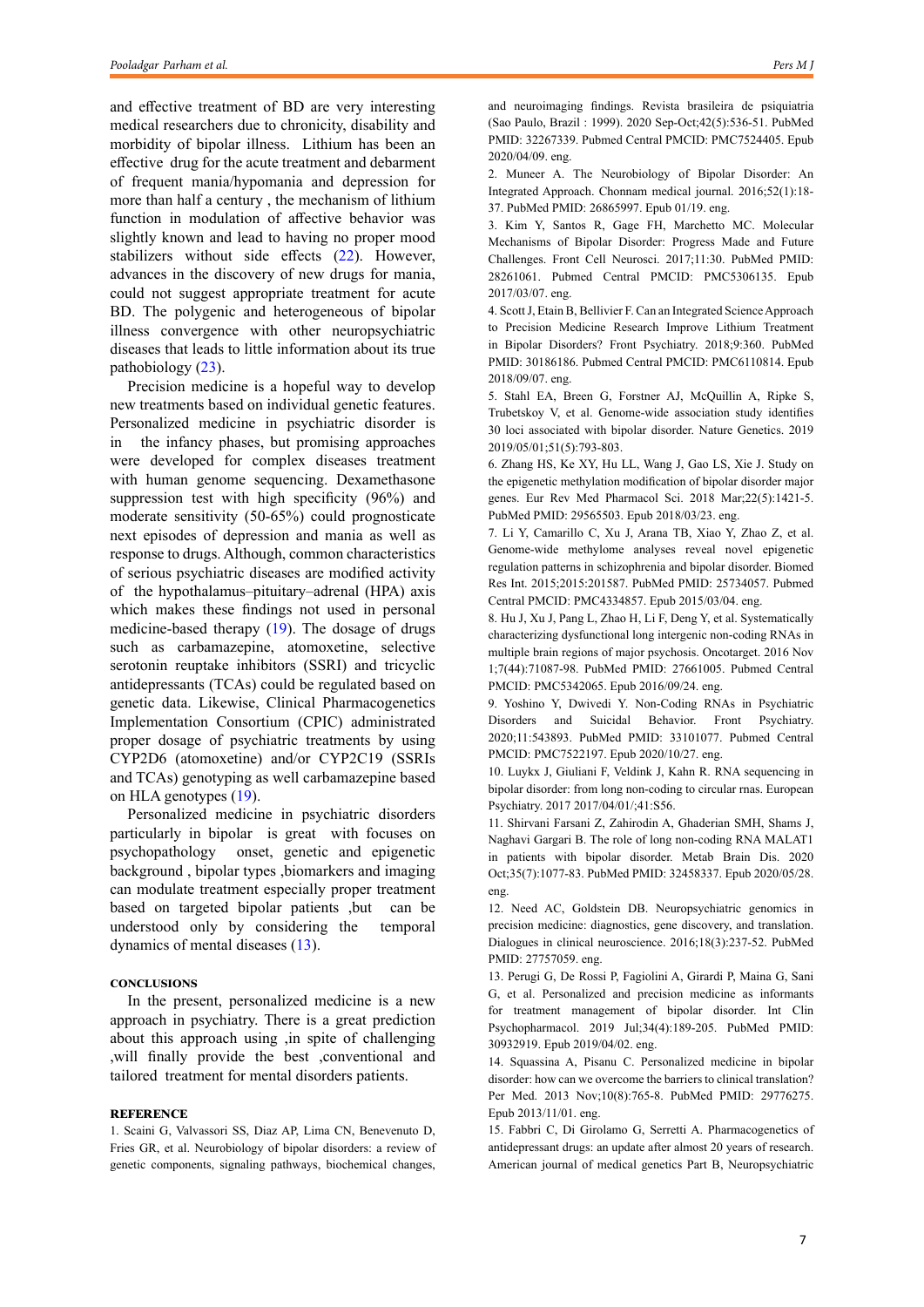and effective treatment of BD are very interesting medical researchers due to chronicity, disability and morbidity of bipolar illness. Lithium has been an effective drug for the acute treatment and debarment of frequent mania/hypomania and depression for more than half a century , the mechanism of lithium function in modulation of affective behavior was slightly known and lead to having no proper mood stabilizers without side effects (22). However, advances in the discovery of new drugs for mania, could not suggest appropriate treatment for acute BD. The polygenic and heterogeneous of bipolar illness convergence with other neuropsychiatric diseases that leads to little information about its true pathobiology (23).

Precision medicine is a hopeful way to develop new treatments based on individual genetic features. Personalized medicine in psychiatric disorder is in the infancy phases, but promising approaches were developed for complex diseases treatment with human genome sequencing. Dexamethasone suppression test with high specificity (96%) and moderate sensitivity (50-65%) could prognosticate next episodes of depression and mania as well as response to drugs. Although, common characteristics of serious psychiatric diseases are modified activity of the hypothalamus–pituitary–adrenal (HPA) axis which makes these findings not used in personal medicine-based therapy (19). The dosage of drugs such as carbamazepine, atomoxetine, selective serotonin reuptake inhibitors (SSRI) and tricyclic antidepressants (TCAs) could be regulated based on genetic data. Likewise, Clinical Pharmacogenetics Implementation Consortium (CPIC) administrated proper dosage of psychiatric treatments by using CYP2D6 (atomoxetine) and/or CYP2C19 (SSRIs and TCAs) genotyping as well carbamazepine based on HLA genotypes (19).

Personalized medicine in psychiatric disorders particularly in bipolar is great with focuses on psychopathology onset, genetic and epigenetic background , bipolar types ,biomarkers and imaging can modulate treatment especially proper treatment based on targeted bipolar patients ,but can be understood only by considering the temporal dynamics of mental diseases (13).

## CONCLUSIONS

In the present, personalized medicine is a new approach in psychiatry. There is a great prediction about this approach using ,in spite of challenging ,will finally provide the best ,conventional and tailored treatment for mental disorders patients.

## REFERENCE

1. Scaini G, Valvassori SS, Diaz AP, Lima CN, Benevenuto D, Fries GR, et al. Neurobiology of bipolar disorders: a review of genetic components, signaling pathways, biochemical changes, and neuroimaging findings. Revista brasileira de psiquiatria (Sao Paulo, Brazil : 1999). 2020 Sep-Oct;42(5):536-51. PubMed PMID: 32267339. Pubmed Central PMCID: PMC7524405. Epub 2020/04/09. eng.

2. Muneer A. The Neurobiology of Bipolar Disorder: An Integrated Approach. Chonnam medical journal. 2016;52(1):18-37. PubMed PMID: 26865997. Epub 01/19. eng.

3. Kim Y, Santos R, Gage FH, Marchetto MC. Molecular Mechanisms of Bipolar Disorder: Progress Made and Future Challenges. Front Cell Neurosci. 2017;11:30. PubMed PMID: 28261061. Pubmed Central PMCID: PMC5306135. Epub 2017/03/07. eng.

4. Scott J, Etain B, Bellivier F. Can an Integrated Science Approach to Precision Medicine Research Improve Lithium Treatment in Bipolar Disorders? Front Psychiatry. 2018;9:360. PubMed PMID: 30186186. Pubmed Central PMCID: PMC6110814. Epub 2018/09/07. eng.

5. Stahl EA, Breen G, Forstner AJ, McQuillin A, Ripke S, Trubetskoy V, et al. Genome-wide association study identifies 30 loci associated with bipolar disorder. Nature Genetics. 2019 2019/05/01;51(5):793-803.

6. Zhang HS, Ke XY, Hu LL, Wang J, Gao LS, Xie J. Study on the epigenetic methylation modification of bipolar disorder major genes. Eur Rev Med Pharmacol Sci. 2018 Mar;22(5):1421-5. PubMed PMID: 29565503. Epub 2018/03/23. eng.

7. Li Y, Camarillo C, Xu J, Arana TB, Xiao Y, Zhao Z, et al. Genome-wide methylome analyses reveal novel epigenetic regulation patterns in schizophrenia and bipolar disorder. Biomed Res Int. 2015;2015:201587. PubMed PMID: 25734057. Pubmed Central PMCID: PMC4334857. Epub 2015/03/04. eng.

8. Hu J, Xu J, Pang L, Zhao H, Li F, Deng Y, et al. Systematically characterizing dysfunctional long intergenic non-coding RNAs in multiple brain regions of major psychosis. Oncotarget. 2016 Nov 1;7(44):71087-98. PubMed PMID: 27661005. Pubmed Central PMCID: PMC5342065. Epub 2016/09/24. eng.

9. Yoshino Y, Dwivedi Y. Non-Coding RNAs in Psychiatric Disorders and Suicidal Behavior. Front Psychiatry. 2020;11:543893. PubMed PMID: 33101077. Pubmed Central PMCID: PMC7522197. Epub 2020/10/27. eng.

10. Luykx J, Giuliani F, Veldink J, Kahn R. RNA sequencing in bipolar disorder: from long non-coding to circular rnas. European Psychiatry. 2017 2017/04/01/;41:S56.

11. Shirvani Farsani Z, Zahirodin A, Ghaderian SMH, Shams J, Naghavi Gargari B. The role of long non-coding RNA MALAT1 in patients with bipolar disorder. Metab Brain Dis. 2020 Oct;35(7):1077-83. PubMed PMID: 32458337. Epub 2020/05/28. eng.

12. Need AC, Goldstein DB. Neuropsychiatric genomics in precision medicine: diagnostics, gene discovery, and translation. Dialogues in clinical neuroscience. 2016;18(3):237-52. PubMed PMID: 27757059. eng.

13. Perugi G, De Rossi P, Fagiolini A, Girardi P, Maina G, Sani G, et al. Personalized and precision medicine as informants for treatment management of bipolar disorder. Int Clin Psychopharmacol. 2019 Jul;34(4):189-205. PubMed PMID: 30932919. Epub 2019/04/02. eng.

14. Squassina A, Pisanu C. Personalized medicine in bipolar disorder: how can we overcome the barriers to clinical translation? Per Med. 2013 Nov;10(8):765-8. PubMed PMID: 29776275. Epub 2013/11/01. eng.

15. Fabbri C, Di Girolamo G, Serretti A. Pharmacogenetics of antidepressant drugs: an update after almost 20 years of research. American journal of medical genetics Part B, Neuropsychiatric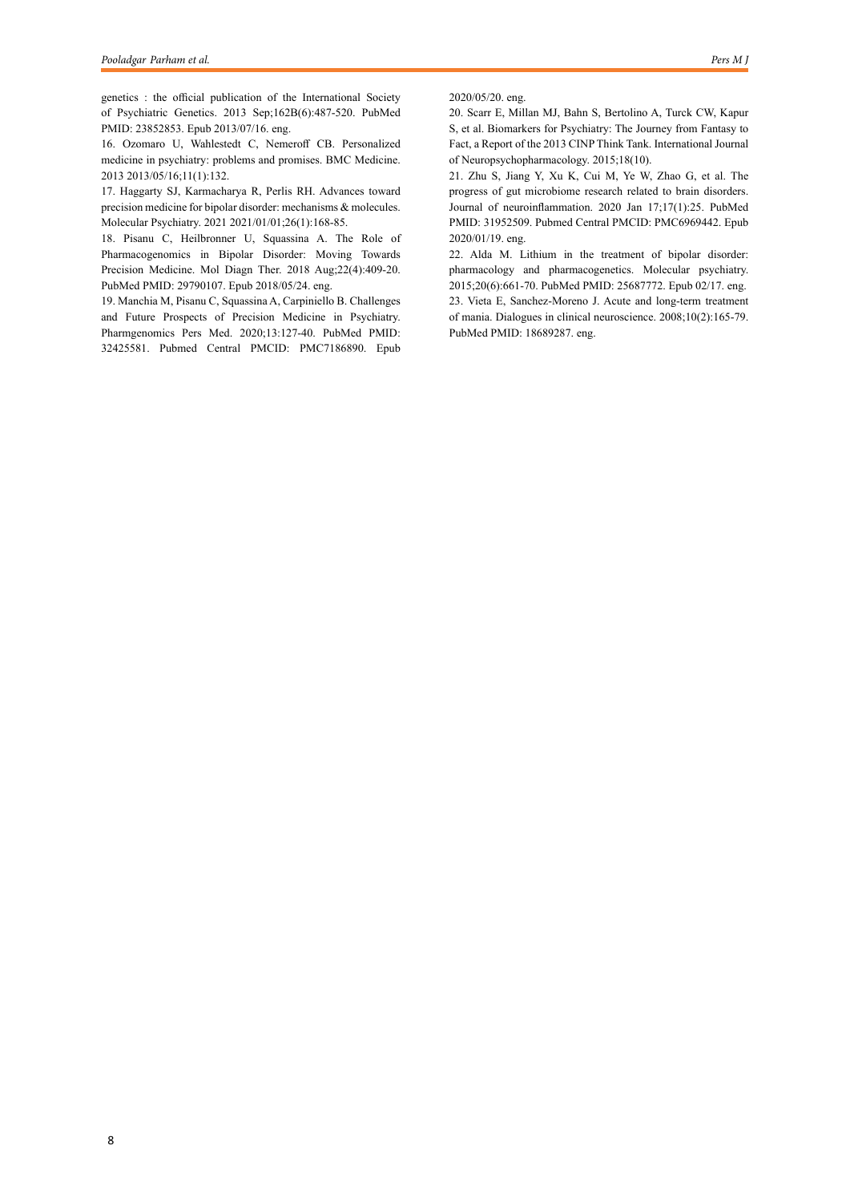genetics : the official publication of the International Society of Psychiatric Genetics. 2013 Sep;162B(6):487-520. PubMed PMID: 23852853. Epub 2013/07/16. eng.

16. Ozomaro U, Wahlestedt C, Nemeroff CB. Personalized medicine in psychiatry: problems and promises. BMC Medicine. 2013 2013/05/16;11(1):132.

17. Haggarty SJ, Karmacharya R, Perlis RH. Advances toward precision medicine for bipolar disorder: mechanisms & molecules. Molecular Psychiatry. 2021 2021/01/01;26(1):168-85.

18. Pisanu C, Heilbronner U, Squassina A. The Role of Pharmacogenomics in Bipolar Disorder: Moving Towards Precision Medicine. Mol Diagn Ther. 2018 Aug;22(4):409-20. PubMed PMID: 29790107. Epub 2018/05/24. eng.

19. Manchia M, Pisanu C, Squassina A, Carpiniello B. Challenges and Future Prospects of Precision Medicine in Psychiatry. Pharmgenomics Pers Med. 2020;13:127-40. PubMed PMID: 32425581. Pubmed Central PMCID: PMC7186890. Epub 2020/05/20. eng.

20. Scarr E, Millan MJ, Bahn S, Bertolino A, Turck CW, Kapur S, et al. Biomarkers for Psychiatry: The Journey from Fantasy to Fact, a Report of the 2013 CINP Think Tank. International Journal of Neuropsychopharmacology. 2015;18(10).

21. Zhu S, Jiang Y, Xu K, Cui M, Ye W, Zhao G, et al. The progress of gut microbiome research related to brain disorders. Journal of neuroinflammation. 2020 Jan 17;17(1):25. PubMed PMID: 31952509. Pubmed Central PMCID: PMC6969442. Epub 2020/01/19. eng.

22. Alda M. Lithium in the treatment of bipolar disorder: pharmacology and pharmacogenetics. Molecular psychiatry. 2015;20(6):661-70. PubMed PMID: 25687772. Epub 02/17. eng.

23. Vieta E, Sanchez-Moreno J. Acute and long-term treatment of mania. Dialogues in clinical neuroscience. 2008;10(2):165-79. PubMed PMID: 18689287. eng.